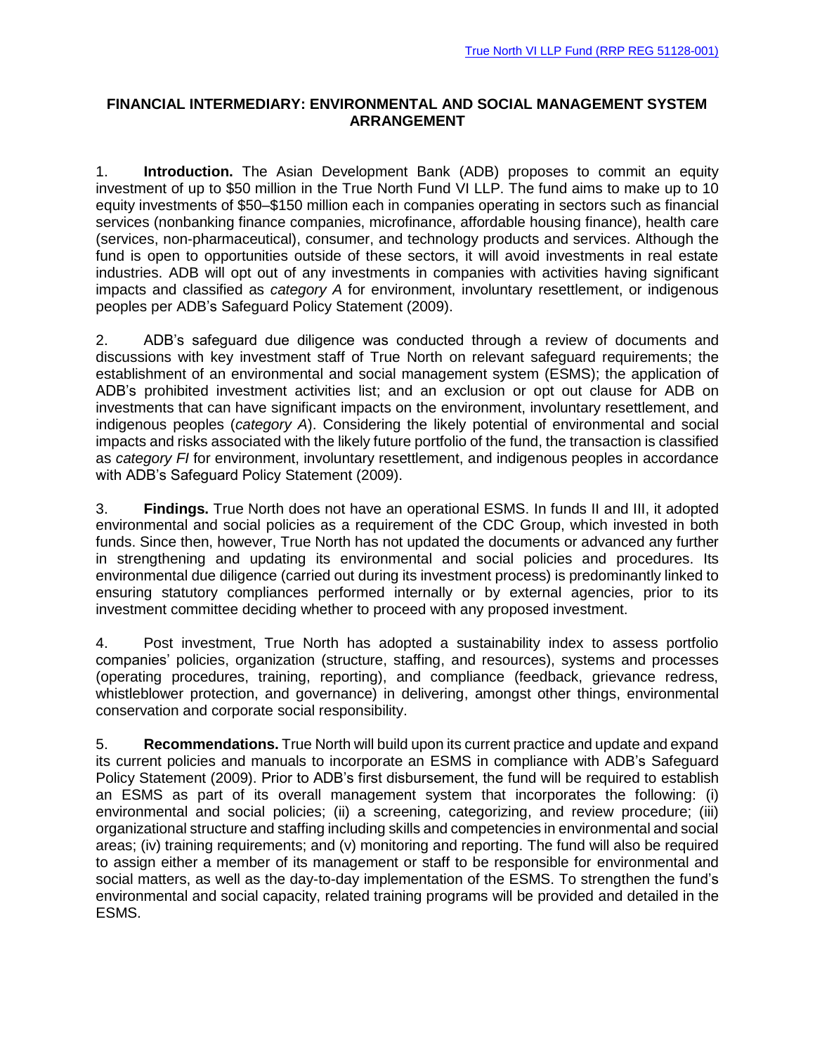## FINANCIAL INTERMEDIARY: ENVIRONMENTAL AND SOCIAL MANAGEMENT SYSTEM ARRANGEMENT

1. **Introduction.** The Asian Development Bank (ADB) proposes to commit an equity investment of up to $50 million in the True North Fund VI LLP. The fund aims to make up to 10 equity investments of $50–$150 million each in companies operating in sectors such as financial services (nonbanking finance companies, microfinance, affordable housing finance), health care (services, non-pharmaceutical), consumer, and technology products and services. Although the fund is open to opportunities outside of these sectors, it will avoid investments in real estate industries. ADB will opt out of any investments in companies with activities having significant impacts and classified as *category A* for environment, involuntary resettlement, or indigenous peoples per ADB's Safeguard Policy Statement (2009).

2. ADB's safeguard due diligence was conducted through a review of documents and discussions with key investment staff of True North on relevant safeguard requirements; the establishment of an environmental and social management system (ESMS); the application of ADB's prohibited investment activities list; and an exclusion or opt out clause for ADB on investments that can have significant impacts on the environment, involuntary resettlement, and indigenous peoples (*category A*). Considering the likely potential of environmental and social impacts and risks associated with the likely future portfolio of the fund, the transaction is classified as *category FI* for environment, involuntary resettlement, and indigenous peoples in accordance with ADB's Safeguard Policy Statement (2009).

3. **Findings.** True North does not have an operational ESMS. In funds II and III, it adopted environmental and social policies as a requirement of the CDC Group, which invested in both funds. Since then, however, True North has not updated the documents or advanced any further in strengthening and updating its environmental and social policies and procedures. Its environmental due diligence (carried out during its investment process) is predominantly linked to ensuring statutory compliances performed internally or by external agencies, prior to its investment committee deciding whether to proceed with any proposed investment.

4. Post investment, True North has adopted a sustainability index to assess portfolio companies' policies, organization (structure, staffing, and resources), systems and processes (operating procedures, training, reporting), and compliance (feedback, grievance redress, whistleblower protection, and governance) in delivering, amongst other things, environmental conservation and corporate social responsibility.

5. **Recommendations.** True North will build upon its current practice and update and expand its current policies and manuals to incorporate an ESMS in compliance with ADB's Safeguard Policy Statement (2009). Prior to ADB's first disbursement, the fund will be required to establish an ESMS as part of its overall management system that incorporates the following: (i) environmental and social policies; (ii) a screening, categorizing, and review procedure; (iii) organizational structure and staffing including skills and competencies in environmental and social areas; (iv) training requirements; and (v) monitoring and reporting. The fund will also be required to assign either a member of its management or staff to be responsible for environmental and social matters, as well as the day-to-day implementation of the ESMS. To strengthen the fund's environmental and social capacity, related training programs will be provided and detailed in the ESMS.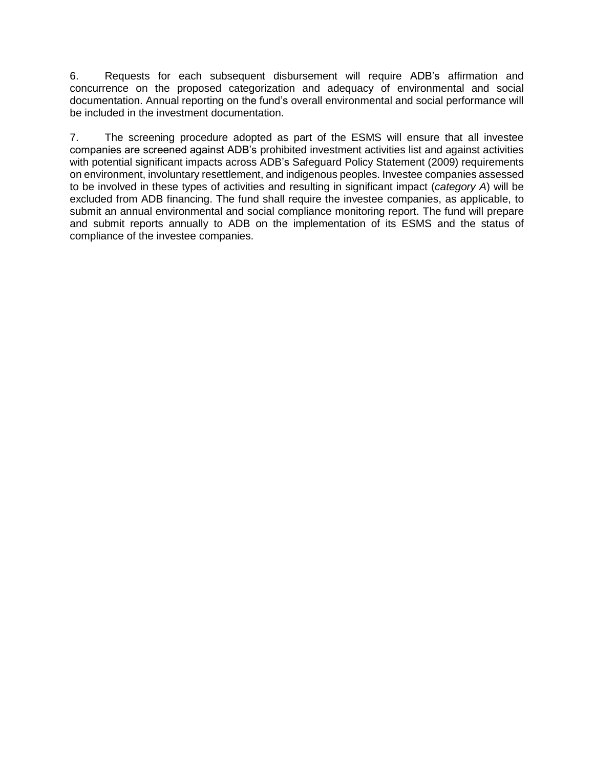6. Requests for each subsequent disbursement will require ADB's affirmation and concurrence on the proposed categorization and adequacy of environmental and social documentation. Annual reporting on the fund's overall environmental and social performance will be included in the investment documentation.

7. The screening procedure adopted as part of the ESMS will ensure that all investee companies are screened against ADB's prohibited investment activities list and against activities with potential significant impacts across ADB's Safeguard Policy Statement (2009) requirements on environment, involuntary resettlement, and indigenous peoples. Investee companies assessed to be involved in these types of activities and resulting in significant impact (*category A*) will be excluded from ADB financing. The fund shall require the investee companies, as applicable, to submit an annual environmental and social compliance monitoring report. The fund will prepare and submit reports annually to ADB on the implementation of its ESMS and the status of compliance of the investee companies.